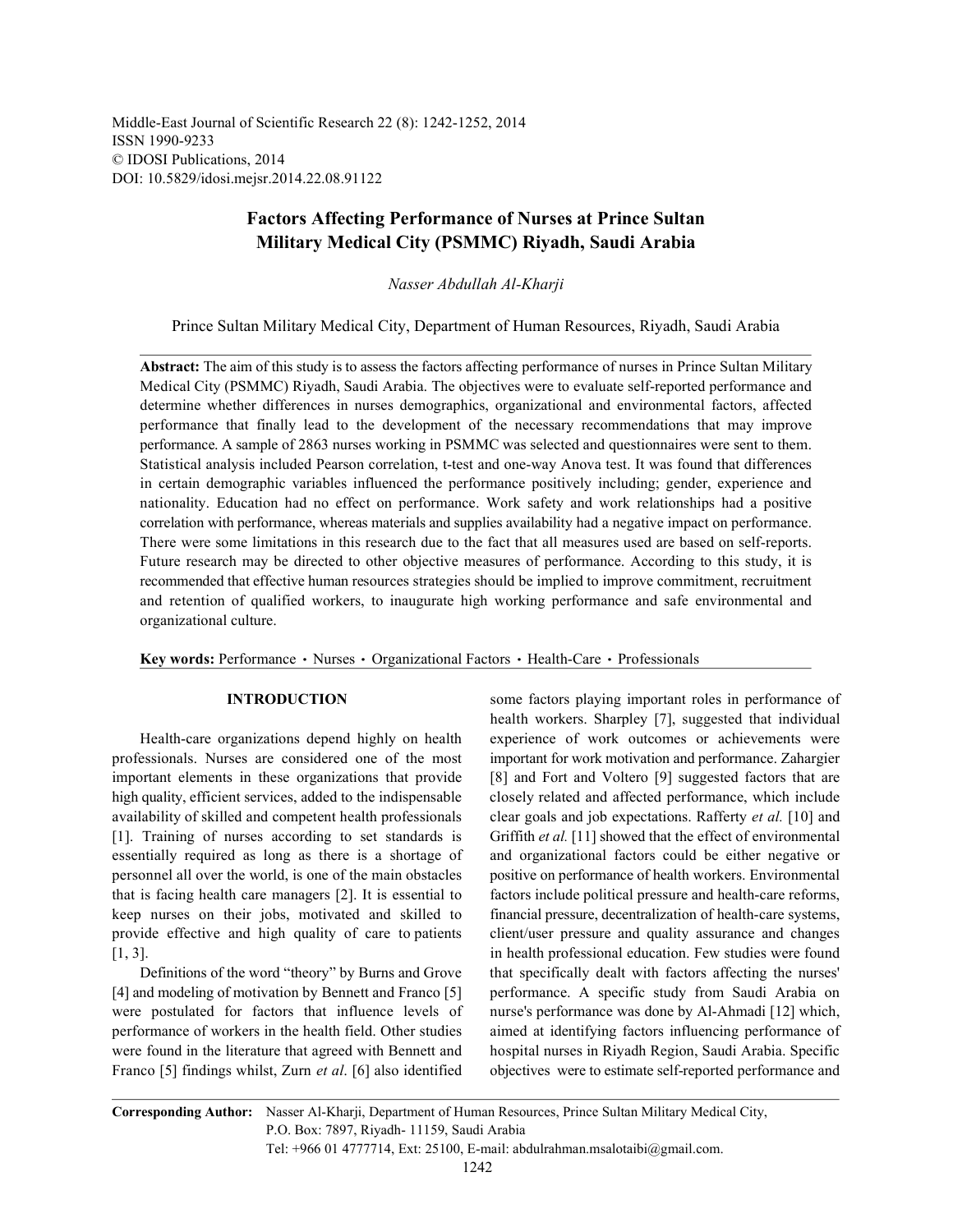Middle-East Journal of Scientific Research 22 (8): 1242-1252, 2014
ISSN 1990-9233
© IDOSI Publications, 2014
DOI: 10.5829/idosi.mejsr.2014.22.08.91122

# Factors Affecting Performance of Nurses at Prince Sultan Military Medical City (PSMMC) Riyadh, Saudi Arabia

*Nasser Abdullah Al-Kharji*

Prince Sultan Military Medical City, Department of Human Resources, Riyadh, Saudi Arabia

**Abstract:** The aim of this study is to assess the factors affecting performance of nurses in Prince Sultan Military Medical City (PSMMC) Riyadh, Saudi Arabia. The objectives were to evaluate self-reported performance and determine whether differences in nurses demographics, organizational and environmental factors, affected performance that finally lead to the development of the necessary recommendations that may improve performance. A sample of 2863 nurses working in PSMMC was selected and questionnaires were sent to them. Statistical analysis included Pearson correlation, t-test and one-way Anova test. It was found that differences in certain demographic variables influenced the performance positively including; gender, experience and nationality. Education had no effect on performance. Work safety and work relationships had a positive correlation with performance, whereas materials and supplies availability had a negative impact on performance. There were some limitations in this research due to the fact that all measures used are based on self-reports. Future research may be directed to other objective measures of performance. According to this study, it is recommended that effective human resources strategies should be implied to improve commitment, recruitment and retention of qualified workers, to inaugurate high working performance and safe environmental and organizational culture.

**Key words:** Performance • Nurses • Organizational Factors • Health-Care • Professionals

## INTRODUCTION

Health-care organizations depend highly on health professionals. Nurses are considered one of the most important elements in these organizations that provide high quality, efficient services, added to the indispensable availability of skilled and competent health professionals [1]. Training of nurses according to set standards is essentially required as long as there is a shortage of personnel all over the world, is one of the main obstacles that is facing health care managers [2]. It is essential to keep nurses on their jobs, motivated and skilled to provide effective and high quality of care to patients [1, 3].

Definitions of the word "theory" by Burns and Grove [4] and modeling of motivation by Bennett and Franco [5] were postulated for factors that influence levels of performance of workers in the health field. Other studies were found in the literature that agreed with Bennett and Franco [5] findings whilst, Zurn *et al*. [6] also identified some factors playing important roles in performance of health workers. Sharpley [7], suggested that individual experience of work outcomes or achievements were important for work motivation and performance. Zahargier [8] and Fort and Voltero [9] suggested factors that are closely related and affected performance, which include clear goals and job expectations. Rafferty *et al.* [10] and Griffith *et al.* [11] showed that the effect of environmental and organizational factors could be either negative or positive on performance of health workers. Environmental factors include political pressure and health-care reforms, financial pressure, decentralization of health-care systems, client/user pressure and quality assurance and changes in health professional education. Few studies were found that specifically dealt with factors affecting the nurses' performance. A specific study from Saudi Arabia on nurse's performance was done by Al-Ahmadi [12] which, aimed at identifying factors influencing performance of hospital nurses in Riyadh Region, Saudi Arabia. Specific objectives were to estimate self-reported performance and

---

**Corresponding Author:** Nasser Al-Kharji, Department of Human Resources, Prince Sultan Military Medical City, P.O. Box: 7897, Riyadh- 11159, Saudi Arabia
Tel: +966 01 4777714, Ext: 25100, E-mail: abdulrahman.msalotaibi@gmail.com.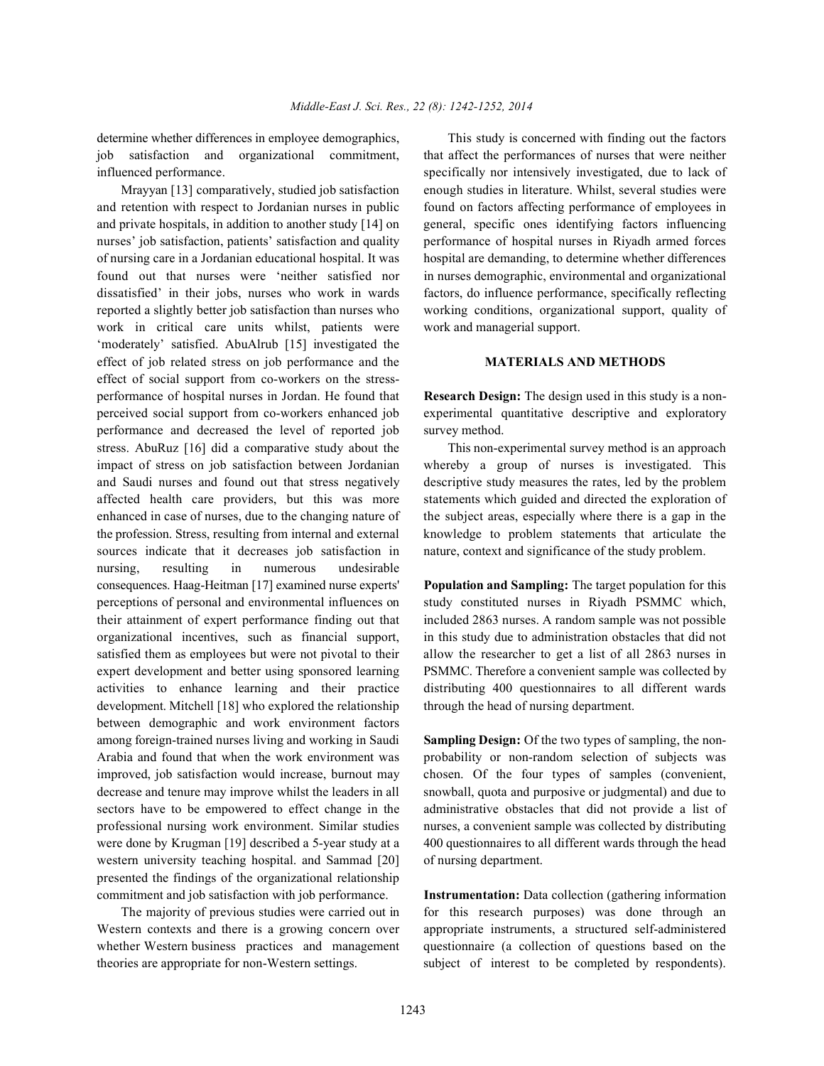determine whether differences in employee demographics, job satisfaction and organizational commitment, influenced performance.

Mrayyan [13] comparatively, studied job satisfaction and retention with respect to Jordanian nurses in public and private hospitals, in addition to another study [14] on nurses' job satisfaction, patients' satisfaction and quality of nursing care in a Jordanian educational hospital. It was found out that nurses were 'neither satisfied nor dissatisfied' in their jobs, nurses who work in wards reported a slightly better job satisfaction than nurses who work in critical care units whilst, patients were 'moderately' satisfied. AbuAlrub [15] investigated the effect of job related stress on job performance and the effect of social support from co-workers on the stress-performance of hospital nurses in Jordan. He found that perceived social support from co-workers enhanced job performance and decreased the level of reported job stress. AbuRuz [16] did a comparative study about the impact of stress on job satisfaction between Jordanian and Saudi nurses and found out that stress negatively affected health care providers, but this was more enhanced in case of nurses, due to the changing nature of the profession. Stress, resulting from internal and external sources indicate that it decreases job satisfaction in nursing, resulting in numerous undesirable consequences. Haag-Heitman [17] examined nurse experts' perceptions of personal and environmental influences on their attainment of expert performance finding out that organizational incentives, such as financial support, satisfied them as employees but were not pivotal to their expert development and better using sponsored learning activities to enhance learning and their practice development. Mitchell [18] who explored the relationship between demographic and work environment factors among foreign-trained nurses living and working in Saudi Arabia and found that when the work environment was improved, job satisfaction would increase, burnout may decrease and tenure may improve whilst the leaders in all sectors have to be empowered to effect change in the professional nursing work environment. Similar studies were done by Krugman [19] described a 5-year study at a western university teaching hospital. and Sammad [20] presented the findings of the organizational relationship commitment and job satisfaction with job performance.

The majority of previous studies were carried out in Western contexts and there is a growing concern over whether Western business practices and management theories are appropriate for non-Western settings.

This study is concerned with finding out the factors that affect the performances of nurses that were neither specifically nor intensively investigated, due to lack of enough studies in literature. Whilst, several studies were found on factors affecting performance of employees in general, specific ones identifying factors influencing performance of hospital nurses in Riyadh armed forces hospital are demanding, to determine whether differences in nurses demographic, environmental and organizational factors, do influence performance, specifically reflecting working conditions, organizational support, quality of work and managerial support.

## MATERIALS AND METHODS

**Research Design:** The design used in this study is a non-experimental quantitative descriptive and exploratory survey method.

This non-experimental survey method is an approach whereby a group of nurses is investigated. This descriptive study measures the rates, led by the problem statements which guided and directed the exploration of the subject areas, especially where there is a gap in the knowledge to problem statements that articulate the nature, context and significance of the study problem.

**Population and Sampling:** The target population for this study constituted nurses in Riyadh PSMMC which, included 2863 nurses. A random sample was not possible in this study due to administration obstacles that did not allow the researcher to get a list of all 2863 nurses in PSMMC. Therefore a convenient sample was collected by distributing 400 questionnaires to all different wards through the head of nursing department.

**Sampling Design:** Of the two types of sampling, the non-probability or non-random selection of subjects was chosen. Of the four types of samples (convenient, snowball, quota and purposive or judgmental) and due to administrative obstacles that did not provide a list of nurses, a convenient sample was collected by distributing 400 questionnaires to all different wards through the head of nursing department.

**Instrumentation:** Data collection (gathering information for this research purposes) was done through an appropriate instruments, a structured self-administered questionnaire (a collection of questions based on the subject of interest to be completed by respondents).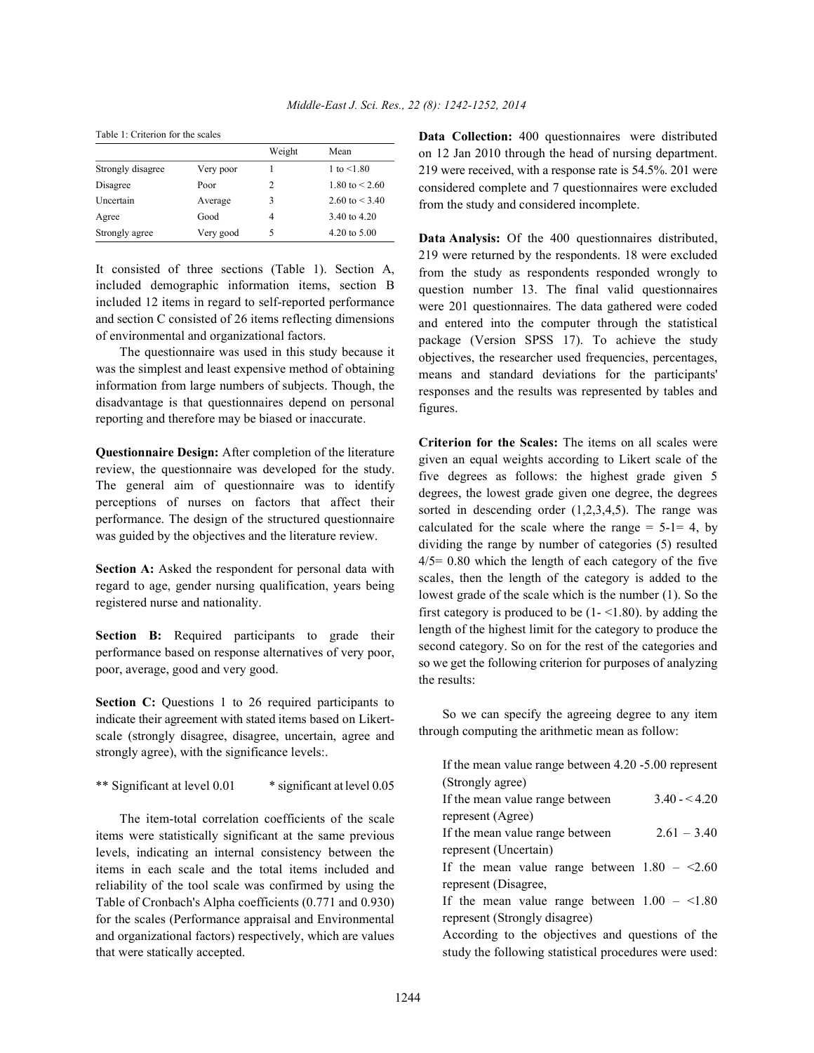Table 1: Criterion for the scales

| | | Weight | Mean |
|---|---|---|---|
| Strongly disagree | Very poor | 1 | 1 to <1.80 |
| Disagree | Poor | 2 | 1.80 to < 2.60 |
| Uncertain | Average | 3 | 2.60 to < 3.40 |
| Agree | Good | 4 | 3.40 to 4.20 |
| Strongly agree | Very good | 5 | 4.20 to 5.00 |

It consisted of three sections (Table 1). Section A, included demographic information items, section B included 12 items in regard to self-reported performance and section C consisted of 26 items reflecting dimensions of environmental and organizational factors.

The questionnaire was used in this study because it was the simplest and least expensive method of obtaining information from large numbers of subjects. Though, the disadvantage is that questionnaires depend on personal reporting and therefore may be biased or inaccurate.

**Questionnaire Design:** After completion of the literature review, the questionnaire was developed for the study. The general aim of questionnaire was to identify perceptions of nurses on factors that affect their performance. The design of the structured questionnaire was guided by the objectives and the literature review.

**Section A:** Asked the respondent for personal data with regard to age, gender nursing qualification, years being registered nurse and nationality.

**Section B:** Required participants to grade their performance based on response alternatives of very poor, poor, average, good and very good.

**Section C:** Questions 1 to 26 required participants to indicate their agreement with stated items based on Likert-scale (strongly disagree, disagree, uncertain, agree and strongly agree), with the significance levels:.

** Significant at level 0.01 &nbsp;&nbsp;&nbsp;&nbsp; * significant at level 0.05

The item-total correlation coefficients of the scale items were statistically significant at the same previous levels, indicating an internal consistency between the items in each scale and the total items included and reliability of the tool scale was confirmed by using the Table of Cronbach's Alpha coefficients (0.771 and 0.930) for the scales (Performance appraisal and Environmental and organizational factors) respectively, which are values that were statically accepted.

**Data Collection:** 400 questionnaires were distributed on 12 Jan 2010 through the head of nursing department. 219 were received, with a response rate is 54.5%. 201 were considered complete and 7 questionnaires were excluded from the study and considered incomplete.

**Data Analysis:** Of the 400 questionnaires distributed, 219 were returned by the respondents. 18 were excluded from the study as respondents responded wrongly to question number 13. The final valid questionnaires were 201 questionnaires. The data gathered were coded and entered into the computer through the statistical package (Version SPSS 17). To achieve the study objectives, the researcher used frequencies, percentages, means and standard deviations for the participants' responses and the results was represented by tables and figures.

**Criterion for the Scales:** The items on all scales were given an equal weights according to Likert scale of the five degrees as follows: the highest grade given 5 degrees, the lowest grade given one degree, the degrees sorted in descending order (1,2,3,4,5). The range was calculated for the scale where the range = 5-1= 4, by dividing the range by number of categories (5) resulted 4/5= 0.80 which the length of each category of the five scales, then the length of the category is added to the lowest grade of the scale which is the number (1). So the first category is produced to be (1- <1.80). by adding the length of the highest limit for the category to produce the second category. So on for the rest of the categories and so we get the following criterion for purposes of analyzing the results:

So we can specify the agreeing degree to any item through computing the arithmetic mean as follow:

If the mean value range between 4.20 -5.00 represent (Strongly agree)

If the mean value range between 3.40 - < 4.20 represent (Agree)

If the mean value range between 2.61 – 3.40 represent (Uncertain)

If the mean value range between 1.80 – <2.60 represent (Disagree,

If the mean value range between 1.00 – <1.80 represent (Strongly disagree)

According to the objectives and questions of the study the following statistical procedures were used: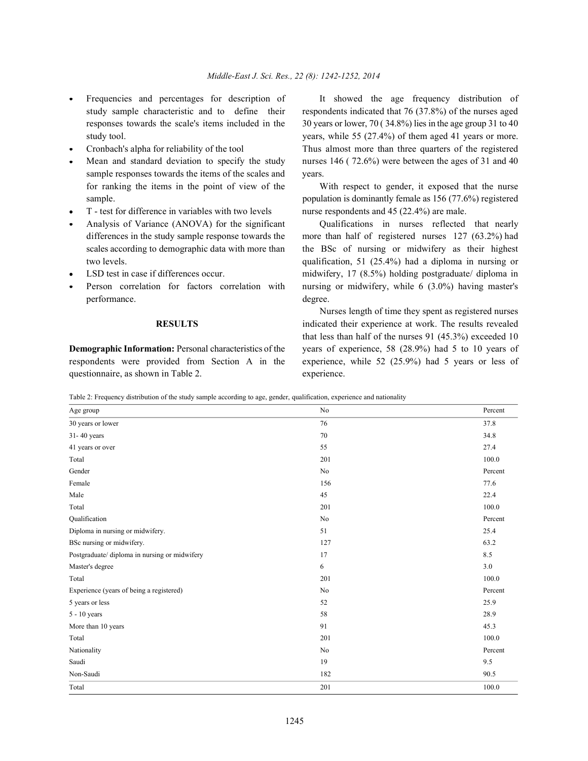- Frequencies and percentages for description of study sample characteristic and to define their responses towards the scale's items included in the study tool.
- Cronbach's alpha for reliability of the tool
- Mean and standard deviation to specify the study sample responses towards the items of the scales and for ranking the items in the point of view of the sample.
- T - test for difference in variables with two levels
- Analysis of Variance (ANOVA) for the significant differences in the study sample response towards the scales according to demographic data with more than two levels.
- LSD test in case if differences occur.
- Person correlation for factors correlation with performance.

## RESULTS

**Demographic Information:** Personal characteristics of the respondents were provided from Section A in the questionnaire, as shown in Table 2.

It showed the age frequency distribution of respondents indicated that 76 (37.8%) of the nurses aged 30 years or lower, 70 ( 34.8%) lies in the age group 31 to 40 years, while 55 (27.4%) of them aged 41 years or more. Thus almost more than three quarters of the registered nurses 146 ( 72.6%) were between the ages of 31 and 40 years.

With respect to gender, it exposed that the nurse population is dominantly female as 156 (77.6%) registered nurse respondents and 45 (22.4%) are male.

Qualifications in nurses reflected that nearly more than half of registered nurses 127 (63.2%) had the BSc of nursing or midwifery as their highest qualification, 51 (25.4%) had a diploma in nursing or midwifery, 17 (8.5%) holding postgraduate/ diploma in nursing or midwifery, while 6 (3.0%) having master's degree.

Nurses length of time they spent as registered nurses indicated their experience at work. The results revealed that less than half of the nurses 91 (45.3%) exceeded 10 years of experience, 58 (28.9%) had 5 to 10 years of experience, while 52 (25.9%) had 5 years or less of experience.

Table 2: Frequency distribution of the study sample according to age, gender, qualification, experience and nationality

| Age group | No | Percent |
|---|---|---|
| 30 years or lower | 76 | 37.8 |
| 31- 40 years | 70 | 34.8 |
| 41 years or over | 55 | 27.4 |
| Total | 201 | 100.0 |
| Gender | No | Percent |
| Female | 156 | 77.6 |
| Male | 45 | 22.4 |
| Total | 201 | 100.0 |
| Qualification | No | Percent |
| Diploma in nursing or midwifery. | 51 | 25.4 |
| BSc nursing or midwifery. | 127 | 63.2 |
| Postgraduate/ diploma in nursing or midwifery | 17 | 8.5 |
| Master's degree | 6 | 3.0 |
| Total | 201 | 100.0 |
| Experience (years of being a registered) | No | Percent |
| 5 years or less | 52 | 25.9 |
| 5 - 10 years | 58 | 28.9 |
| More than 10 years | 91 | 45.3 |
| Total | 201 | 100.0 |
| Nationality | No | Percent |
| Saudi | 19 | 9.5 |
| Non-Saudi | 182 | 90.5 |
| Total | 201 | 100.0 |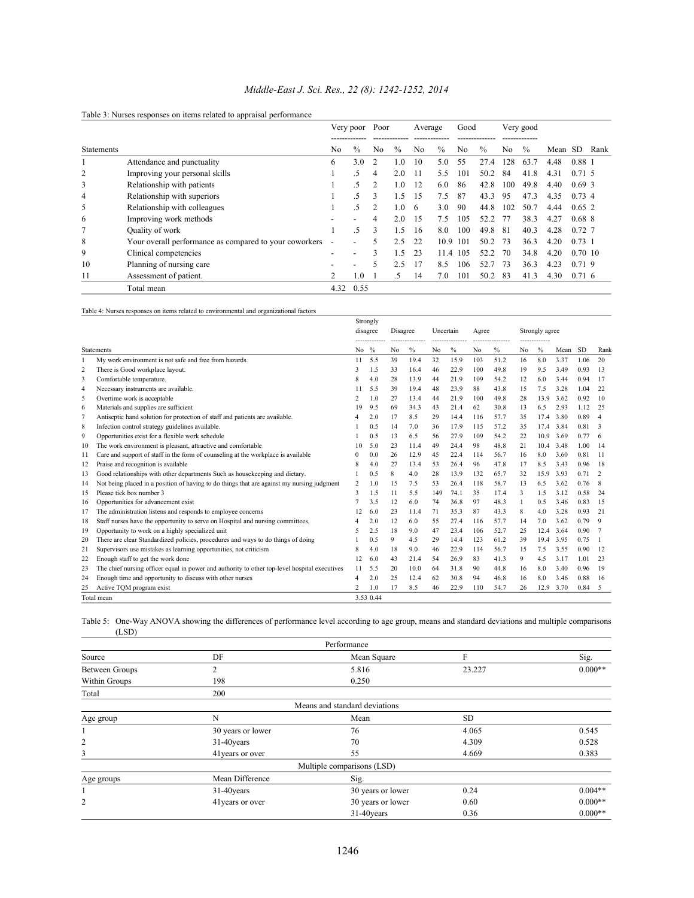Table 3: Nurses responses on items related to appraisal performance

| Statements | | Very poor | | Poor | | Average | | Good | | Very good | | | | |
|---|---|---|---|---|---|---|---|---|---|---|---|---|---|---|
| | | No | % | No | % | No | % | No | % | No | % | Mean | SD | Rank |
| 1 | Attendance and punctuality | 6 | 3.0 | 2 | 1.0 | 10 | 5.0 | 55 | 27.4 | 128 | 63.7 | 4.48 | 0.88 | 1 |
| 2 | Improving your personal skills | 1 | .5 | 4 | 2.0 | 11 | 5.5 | 101 | 50.2 | 84 | 41.8 | 4.31 | 0.71 | 5 |
| 3 | Relationship with patients | 1 | .5 | 2 | 1.0 | 12 | 6.0 | 86 | 42.8 | 100 | 49.8 | 4.40 | 0.69 | 3 |
| 4 | Relationship with superiors | 1 | .5 | 3 | 1.5 | 15 | 7.5 | 87 | 43.3 | 95 | 47.3 | 4.35 | 0.73 | 4 |
| 5 | Relationship with colleagues | 1 | .5 | 2 | 1.0 | 6 | 3.0 | 90 | 44.8 | 102 | 50.7 | 4.44 | 0.65 | 2 |
| 6 | Improving work methods | - | - | 4 | 2.0 | 15 | 7.5 | 105 | 52.2 | 77 | 38.3 | 4.27 | 0.68 | 8 |
| 7 | Quality of work | 1 | .5 | 3 | 1.5 | 16 | 8.0 | 100 | 49.8 | 81 | 40.3 | 4.28 | 0.72 | 7 |
| 8 | Your overall performance as compared to your coworkers | - | - | 5 | 2.5 | 22 | 10.9 | 101 | 50.2 | 73 | 36.3 | 4.20 | 0.73 | 1 |
| 9 | Clinical competencies | - | - | 3 | 1.5 | 23 | 11.4 | 105 | 52.2 | 70 | 34.8 | 4.20 | 0.70 | 10 |
| 10 | Planning of nursing care | - | - | 5 | 2.5 | 17 | 8.5 | 106 | 52.7 | 73 | 36.3 | 4.23 | 0.71 | 9 |
| 11 | Assessment of patient. | 2 | 1.0 | 1 | .5 | 14 | 7.0 | 101 | 50.2 | 83 | 41.3 | 4.30 | 0.71 | 6 |
| | Total mean | 4.32 | 0.55 | | | | | | | | | | | |

Table 4: Nurses responses on items related to environmental and organizational factors

| Statements | | Strongly disagree | | Disagree | | Uncertain | | Agree | | Strongly agree | | | | |
|---|---|---|---|---|---|---|---|---|---|---|---|---|---|---|
| | | No | % | No | % | No | % | No | % | No | % | Mean | SD | Rank |
| 1 | My work environment is not safe and free from hazards. | 11 | 5.5 | 39 | 19.4 | 32 | 15.9 | 103 | 51.2 | 16 | 8.0 | 3.37 | 1.06 | 20 |
| 2 | There is Good workplace layout. | 3 | 1.5 | 33 | 16.4 | 46 | 22.9 | 100 | 49.8 | 19 | 9.5 | 3.49 | 0.93 | 13 |
| 3 | Comfortable temperature. | 8 | 4.0 | 28 | 13.9 | 44 | 21.9 | 109 | 54.2 | 12 | 6.0 | 3.44 | 0.94 | 17 |
| 4 | Necessary instruments are available. | 11 | 5.5 | 39 | 19.4 | 48 | 23.9 | 88 | 43.8 | 15 | 7.5 | 3.28 | 1.04 | 22 |
| 5 | Overtime work is acceptable | 2 | 1.0 | 27 | 13.4 | 44 | 21.9 | 100 | 49.8 | 28 | 13.9 | 3.62 | 0.92 | 10 |
| 6 | Materials and supplies are sufficient | 19 | 9.5 | 69 | 34.3 | 43 | 21.4 | 62 | 30.8 | 13 | 6.5 | 2.93 | 1.12 | 25 |
| 7 | Antiseptic hand solution for protection of staff and patients are available. | 4 | 2.0 | 17 | 8.5 | 29 | 14.4 | 116 | 57.7 | 35 | 17.4 | 3.80 | 0.89 | 4 |
| 8 | Infection control strategy guidelines available. | 1 | 0.5 | 14 | 7.0 | 36 | 17.9 | 115 | 57.2 | 35 | 17.4 | 3.84 | 0.81 | 3 |
| 9 | Opportunities exist for a flexible work schedule | 1 | 0.5 | 13 | 6.5 | 56 | 27.9 | 109 | 54.2 | 22 | 10.9 | 3.69 | 0.77 | 6 |
| 10 | The work environment is pleasant, attractive and comfortable | 10 | 5.0 | 23 | 11.4 | 49 | 24.4 | 98 | 48.8 | 21 | 10.4 | 3.48 | 1.00 | 14 |
| 11 | Care and support of staff in the form of counseling at the workplace is available | 0 | 0.0 | 26 | 12.9 | 45 | 22.4 | 114 | 56.7 | 16 | 8.0 | 3.60 | 0.81 | 11 |
| 12 | Praise and recognition is available | 8 | 4.0 | 27 | 13.4 | 53 | 26.4 | 96 | 47.8 | 17 | 8.5 | 3.43 | 0.96 | 18 |
| 13 | Good relationships with other departments Such as housekeeping and dietary. | 1 | 0.5 | 8 | 4.0 | 28 | 13.9 | 132 | 65.7 | 32 | 15.9 | 3.93 | 0.71 | 2 |
| 14 | Not being placed in a position of having to do things that are against my nursing judgment | 2 | 1.0 | 15 | 7.5 | 53 | 26.4 | 118 | 58.7 | 13 | 6.5 | 3.62 | 0.76 | 8 |
| 15 | Please tick box number 3 | 3 | 1.5 | 11 | 5.5 | 149 | 74.1 | 35 | 17.4 | 3 | 1.5 | 3.12 | 0.58 | 24 |
| 16 | Opportunities for advancement exist | 7 | 3.5 | 12 | 6.0 | 74 | 36.8 | 97 | 48.3 | 1 | 0.5 | 3.46 | 0.83 | 15 |
| 17 | The administration listens and responds to employee concerns | 12 | 6.0 | 23 | 11.4 | 71 | 35.3 | 87 | 43.3 | 8 | 4.0 | 3.28 | 0.93 | 21 |
| 18 | Staff nurses have the opportunity to serve on Hospital and nursing committees. | 4 | 2.0 | 12 | 6.0 | 55 | 27.4 | 116 | 57.7 | 14 | 7.0 | 3.62 | 0.79 | 9 |
| 19 | Opportunity to work on a highly specialized unit | 5 | 2.5 | 18 | 9.0 | 47 | 23.4 | 106 | 52.7 | 25 | 12.4 | 3.64 | 0.90 | 7 |
| 20 | There are clear Standardized policies, procedures and ways to do things of doing | 1 | 0.5 | 9 | 4.5 | 29 | 14.4 | 123 | 61.2 | 39 | 19.4 | 3.95 | 0.75 | 1 |
| 21 | Supervisors use mistakes as learning opportunities, not criticism | 8 | 4.0 | 18 | 9.0 | 46 | 22.9 | 114 | 56.7 | 15 | 7.5 | 3.55 | 0.90 | 12 |
| 22 | Enough staff to get the work done | 12 | 6.0 | 43 | 21.4 | 54 | 26.9 | 83 | 41.3 | 9 | 4.5 | 3.17 | 1.01 | 23 |
| 23 | The chief nursing officer equal in power and authority to other top-level hospital executives | 11 | 5.5 | 20 | 10.0 | 64 | 31.8 | 90 | 44.8 | 16 | 8.0 | 3.40 | 0.96 | 19 |
| 24 | Enough time and opportunity to discuss with other nurses | 4 | 2.0 | 25 | 12.4 | 62 | 30.8 | 94 | 46.8 | 16 | 8.0 | 3.46 | 0.88 | 16 |
| 25 | Active TQM program exist | 2 | 1.0 | 17 | 8.5 | 46 | 22.9 | 110 | 54.7 | 26 | 12.9 | 3.70 | 0.84 | 5 |
| | Total mean | 3.53 | 0.44 | | | | | | | | | | | |

Table 5: One-Way ANOVA showing the differences of performance level according to age group, means and standard deviations and multiple comparisons (LSD)

| Performance | | | | |
|---|---|---|---|---|
| Source | DF | Mean Square | F | Sig. |
| Between Groups | 2 | 5.816 | 23.227 | 0.000** |
| Within Groups | 198 | 0.250 | | |
| Total | 200 | | | |
| Means and standard deviations | | | | |
| Age group | N | Mean | SD | |
| 1 | 30 years or lower | 76 | 4.065 | 0.545 |
| 2 | 31-40years | 70 | 4.309 | 0.528 |
| 3 | 41years or over | 55 | 4.669 | 0.383 |
| Multiple comparisons (LSD) | | | | |
| Age groups | Mean Difference | Sig. | | |
| 1 | 31-40years | 30 years or lower | 0.24 | 0.004** |
| 2 | 41years or over | 30 years or lower | 0.60 | 0.000** |
| | | 31-40years | 0.36 | 0.000** |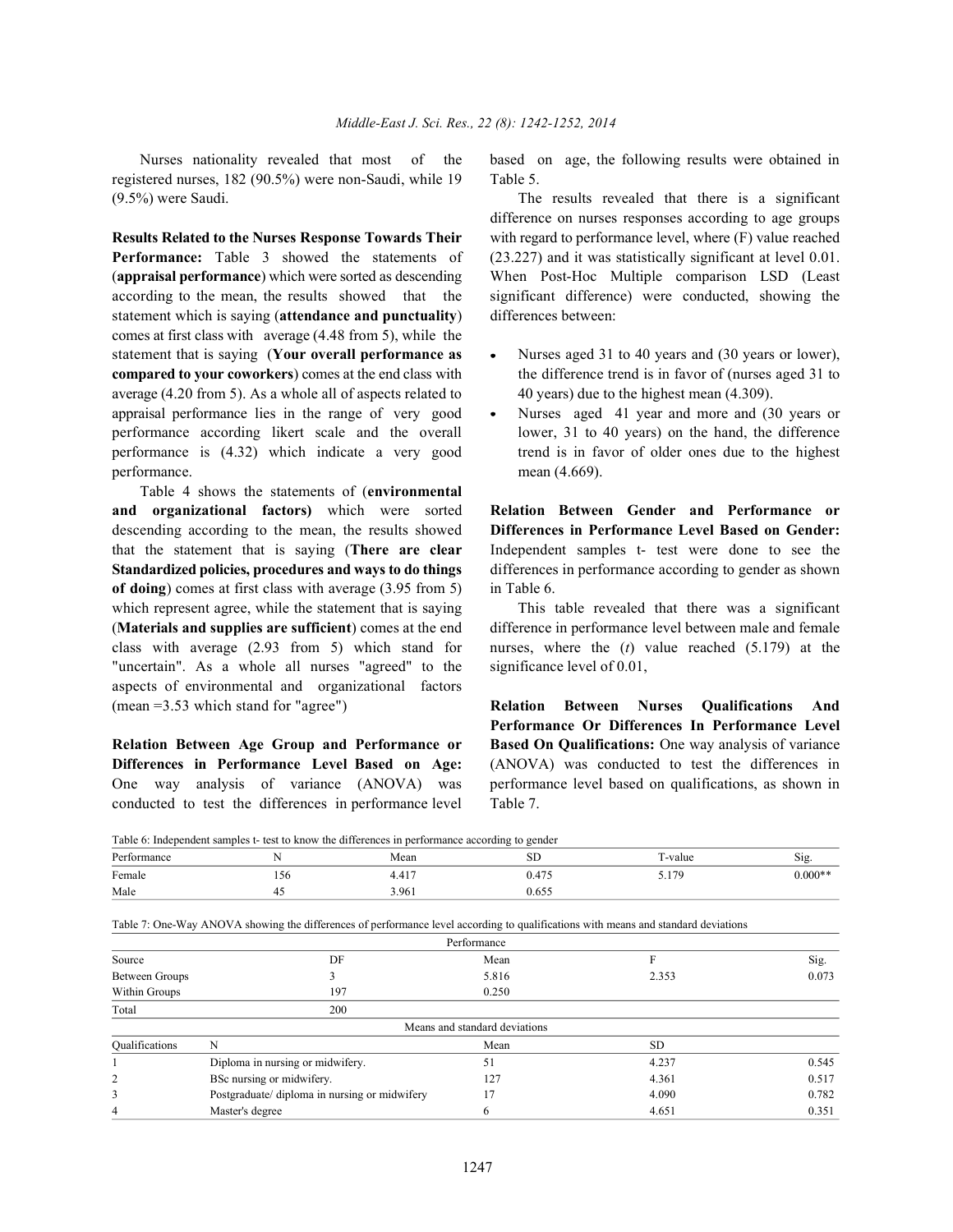Nurses nationality revealed that most of the registered nurses, 182 (90.5%) were non-Saudi, while 19 (9.5%) were Saudi.

**Results Related to the Nurses Response Towards Their Performance:** Table 3 showed the statements of (**appraisal performance**) which were sorted as descending according to the mean, the results showed that the statement which is saying (**attendance and punctuality**) comes at first class with average (4.48 from 5), while the statement that is saying (**Your overall performance as compared to your coworkers**) comes at the end class with average (4.20 from 5). As a whole all of aspects related to appraisal performance lies in the range of very good performance according likert scale and the overall performance is (4.32) which indicate a very good performance.

Table 4 shows the statements of (**environmental and organizational factors)** which were sorted descending according to the mean, the results showed that the statement that is saying (**There are clear Standardized policies, procedures and ways to do things of doing**) comes at first class with average (3.95 from 5) which represent agree, while the statement that is saying (**Materials and supplies are sufficient**) comes at the end class with average (2.93 from 5) which stand for "uncertain". As a whole all nurses "agreed" to the aspects of environmental and organizational factors (mean =3.53 which stand for "agree")

**Relation Between Age Group and Performance or Differences in Performance Level Based on Age:** One way analysis of variance (ANOVA) was conducted to test the differences in performance level based on age, the following results were obtained in Table 5.

The results revealed that there is a significant difference on nurses responses according to age groups with regard to performance level, where (F) value reached (23.227) and it was statistically significant at level 0.01. When Post-Hoc Multiple comparison LSD (Least significant difference) were conducted, showing the differences between:

- Nurses aged 31 to 40 years and (30 years or lower), the difference trend is in favor of (nurses aged 31 to 40 years) due to the highest mean (4.309).
- Nurses aged 41 year and more and (30 years or lower, 31 to 40 years) on the hand, the difference trend is in favor of older ones due to the highest mean (4.669).

**Relation Between Gender and Performance or Differences in Performance Level Based on Gender:** Independent samples t- test were done to see the differences in performance according to gender as shown in Table 6.

This table revealed that there was a significant difference in performance level between male and female nurses, where the (*t*) value reached (5.179) at the significance level of 0.01,

**Relation Between Nurses Qualifications And Performance Or Differences In Performance Level Based On Qualifications:** One way analysis of variance (ANOVA) was conducted to test the differences in performance level based on qualifications, as shown in Table 7.

Table 6: Independent samples t- test to know the differences in performance according to gender

| Performance | N | Mean | SD | T-value | Sig. |
|---|---|---|---|---|---|
| Female | 156 | 4.417 | 0.475 | 5.179 | 0.000** |
| Male | 45 | 3.961 | 0.655 | | |

Table 7: One-Way ANOVA showing the differences of performance level according to qualifications with means and standard deviations

| Performance | | | | | |
|---|---|---|---|---|---|
| Source | | DF | Mean | F | Sig. |
| Between Groups | | 3 | 5.816 | 2.353 | 0.073 |
| Within Groups | | 197 | 0.250 | | |
| Total | | 200 | | | |
| Means and standard deviations | | | | | |
| Qualifications | N | | Mean | SD | |
| 1 | Diploma in nursing or midwifery. | | 51 | 4.237 | 0.545 |
| 2 | BSc nursing or midwifery. | | 127 | 4.361 | 0.517 |
| 3 | Postgraduate/ diploma in nursing or midwifery | | 17 | 4.090 | 0.782 |
| 4 | Master's degree | | 6 | 4.651 | 0.351 |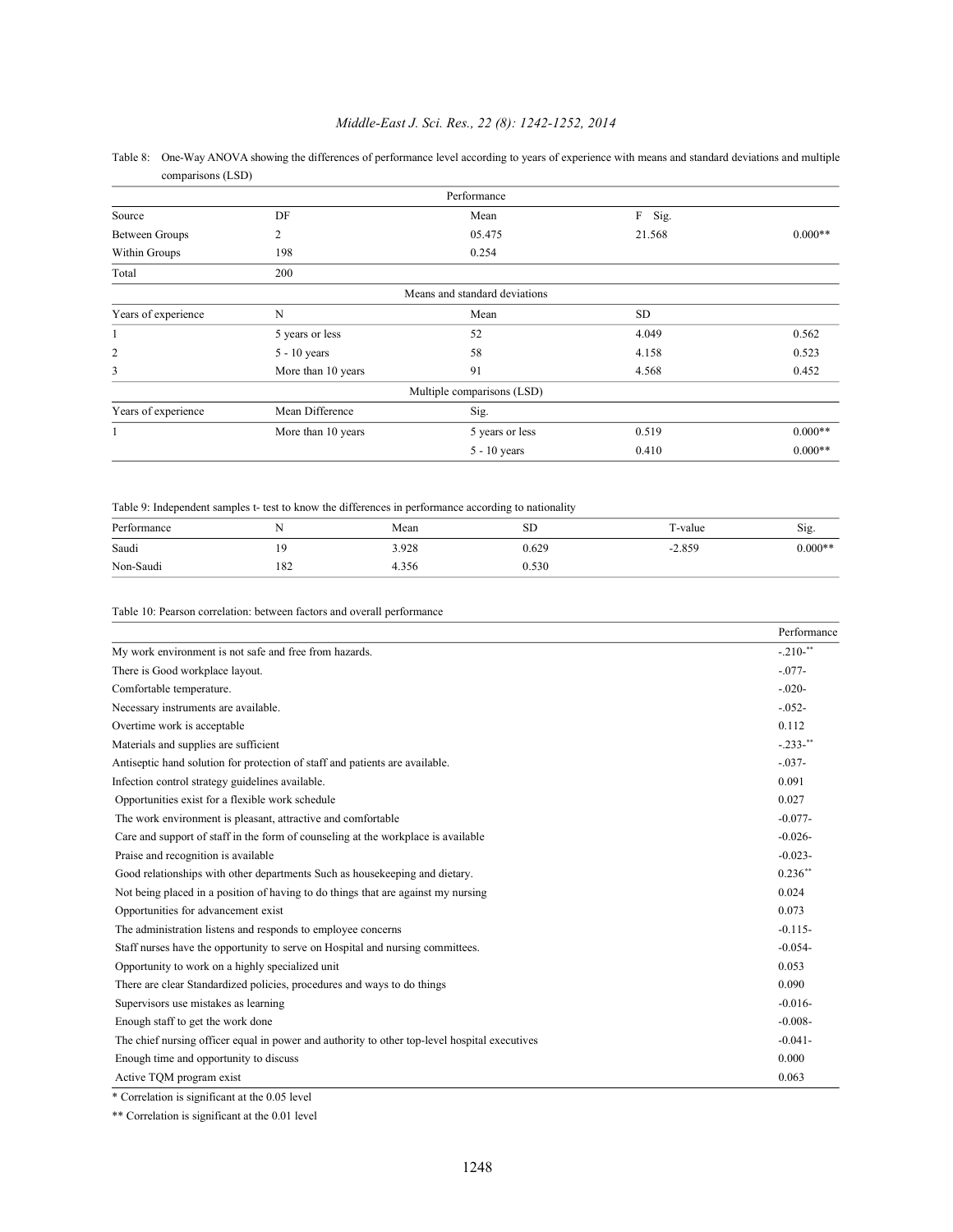Table 8: One-Way ANOVA showing the differences of performance level according to years of experience with means and standard deviations and multiple comparisons (LSD)

| Performance | | | | |
|---|---|---|---|---|
| Source | DF | Mean | F Sig. | |
| Between Groups | 2 | 05.475 | 21.568 | 0.000** |
| Within Groups | 198 | 0.254 | | |
| Total | 200 | | | |
| Means and standard deviations | | | | |
| Years of experience | N | Mean | SD | |
| 1 | 5 years or less | 52 | 4.049 | 0.562 |
| 2 | 5 - 10 years | 58 | 4.158 | 0.523 |
| 3 | More than 10 years | 91 | 4.568 | 0.452 |
| Multiple comparisons (LSD) | | | | |
| Years of experience | Mean Difference | Sig. | | |
| 1 | More than 10 years | 5 years or less | 0.519 | 0.000** |
| | | 5 - 10 years | 0.410 | 0.000** |

Table 9: Independent samples t- test to know the differences in performance according to nationality

| Performance | N | Mean | SD | T-value | Sig. |
|---|---|---|---|---|---|
| Saudi | 19 | 3.928 | 0.629 | -2.859 | 0.000** |
| Non-Saudi | 182 | 4.356 | 0.530 | | |

Table 10: Pearson correlation: between factors and overall performance

| | Performance |
|---|---|
| My work environment is not safe and free from hazards. | -.210-** |
| There is Good workplace layout. | -.077- |
| Comfortable temperature. | -.020- |
| Necessary instruments are available. | -.052- |
| Overtime work is acceptable | 0.112 |
| Materials and supplies are sufficient | -.233-** |
| Antiseptic hand solution for protection of staff and patients are available. | -.037- |
| Infection control strategy guidelines available. | 0.091 |
| Opportunities exist for a flexible work schedule | 0.027 |
| The work environment is pleasant, attractive and comfortable | -0.077- |
| Care and support of staff in the form of counseling at the workplace is available | -0.026- |
| Praise and recognition is available | -0.023- |
| Good relationships with other departments Such as housekeeping and dietary. | 0.236** |
| Not being placed in a position of having to do things that are against my nursing | 0.024 |
| Opportunities for advancement exist | 0.073 |
| The administration listens and responds to employee concerns | -0.115- |
| Staff nurses have the opportunity to serve on Hospital and nursing committees. | -0.054- |
| Opportunity to work on a highly specialized unit | 0.053 |
| There are clear Standardized policies, procedures and ways to do things | 0.090 |
| Supervisors use mistakes as learning | -0.016- |
| Enough staff to get the work done | -0.008- |
| The chief nursing officer equal in power and authority to other top-level hospital executives | -0.041- |
| Enough time and opportunity to discuss | 0.000 |
| Active TQM program exist | 0.063 |

\* Correlation is significant at the 0.05 level

\** Correlation is significant at the 0.01 level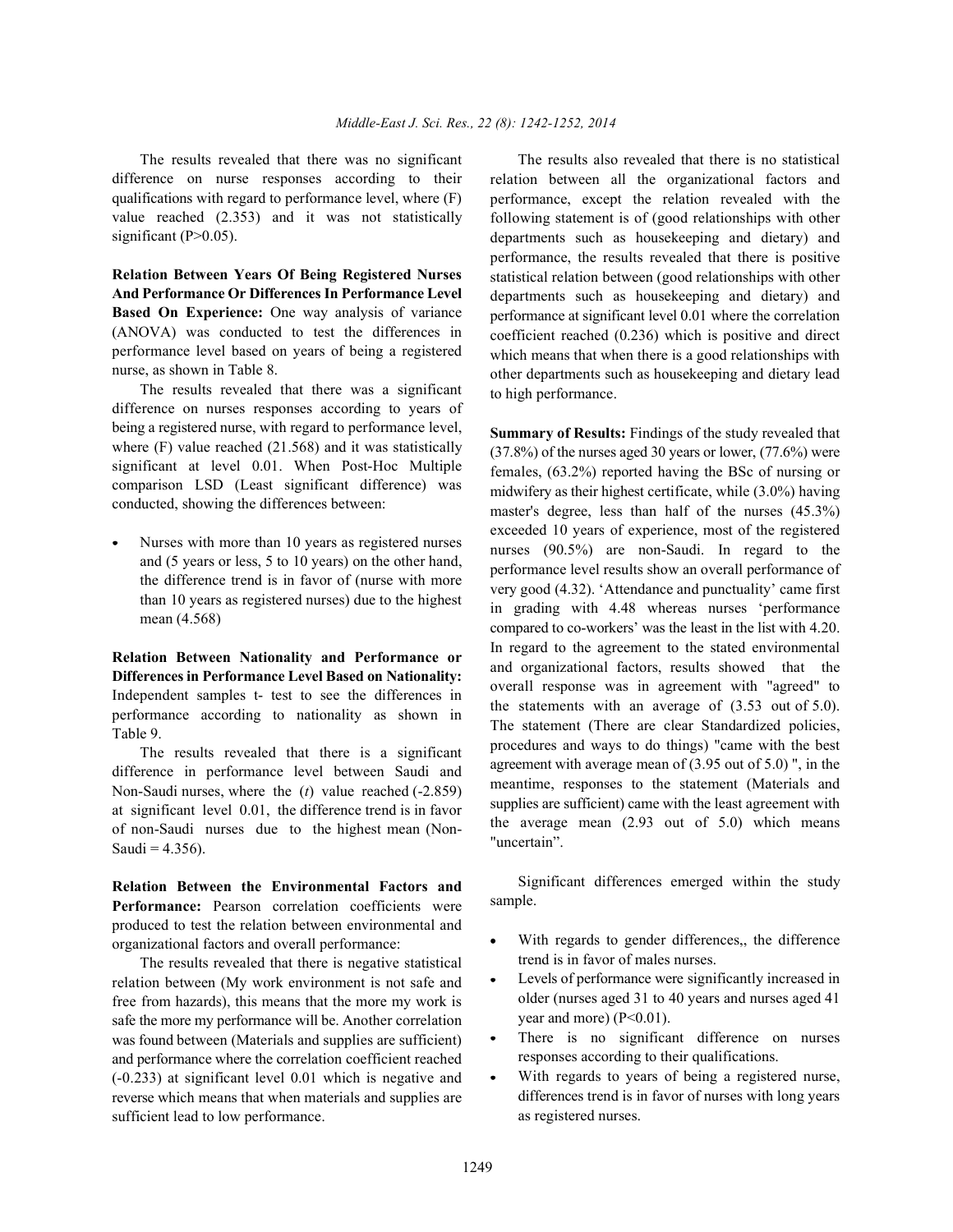The results revealed that there was no significant difference on nurse responses according to their qualifications with regard to performance level, where (F) value reached (2.353) and it was not statistically significant (P>0.05).

**Relation Between Years Of Being Registered Nurses And Performance Or Differences In Performance Level Based On Experience:** One way analysis of variance (ANOVA) was conducted to test the differences in performance level based on years of being a registered nurse, as shown in Table 8.

The results revealed that there was a significant difference on nurses responses according to years of being a registered nurse, with regard to performance level, where (F) value reached (21.568) and it was statistically significant at level 0.01. When Post-Hoc Multiple comparison LSD (Least significant difference) was conducted, showing the differences between:

- Nurses with more than 10 years as registered nurses and (5 years or less, 5 to 10 years) on the other hand, the difference trend is in favor of (nurse with more than 10 years as registered nurses) due to the highest mean (4.568)

**Relation Between Nationality and Performance or Differences in Performance Level Based on Nationality:** Independent samples t- test to see the differences in performance according to nationality as shown in Table 9.

The results revealed that there is a significant difference in performance level between Saudi and Non-Saudi nurses, where the (*t*) value reached (-2.859) at significant level 0.01, the difference trend is in favor of non-Saudi nurses due to the highest mean (Non-Saudi = 4.356).

**Relation Between the Environmental Factors and Performance:** Pearson correlation coefficients were produced to test the relation between environmental and organizational factors and overall performance:

The results revealed that there is negative statistical relation between (My work environment is not safe and free from hazards), this means that the more my work is safe the more my performance will be. Another correlation was found between (Materials and supplies are sufficient) and performance where the correlation coefficient reached (-0.233) at significant level 0.01 which is negative and reverse which means that when materials and supplies are sufficient lead to low performance.

The results also revealed that there is no statistical relation between all the organizational factors and performance, except the relation revealed with the following statement is of (good relationships with other departments such as housekeeping and dietary) and performance, the results revealed that there is positive statistical relation between (good relationships with other departments such as housekeeping and dietary) and performance at significant level 0.01 where the correlation coefficient reached (0.236) which is positive and direct which means that when there is a good relationships with other departments such as housekeeping and dietary lead to high performance.

**Summary of Results:** Findings of the study revealed that (37.8%) of the nurses aged 30 years or lower, (77.6%) were females, (63.2%) reported having the BSc of nursing or midwifery as their highest certificate, while (3.0%) having master's degree, less than half of the nurses (45.3%) exceeded 10 years of experience, most of the registered nurses (90.5%) are non-Saudi. In regard to the performance level results show an overall performance of very good (4.32). 'Attendance and punctuality' came first in grading with 4.48 whereas nurses 'performance compared to co-workers' was the least in the list with 4.20. In regard to the agreement to the stated environmental and organizational factors, results showed that the overall response was in agreement with "agreed" to the statements with an average of (3.53 out of 5.0). The statement (There are clear Standardized policies, procedures and ways to do things) "came with the best agreement with average mean of (3.95 out of 5.0) ", in the meantime, responses to the statement (Materials and supplies are sufficient) came with the least agreement with the average mean (2.93 out of 5.0) which means "uncertain".

Significant differences emerged within the study sample.

- With regards to gender differences,, the difference trend is in favor of males nurses.
- Levels of performance were significantly increased in older (nurses aged 31 to 40 years and nurses aged 41 year and more) (P<0.01).
- There is no significant difference on nurses responses according to their qualifications.
- With regards to years of being a registered nurse, differences trend is in favor of nurses with long years as registered nurses.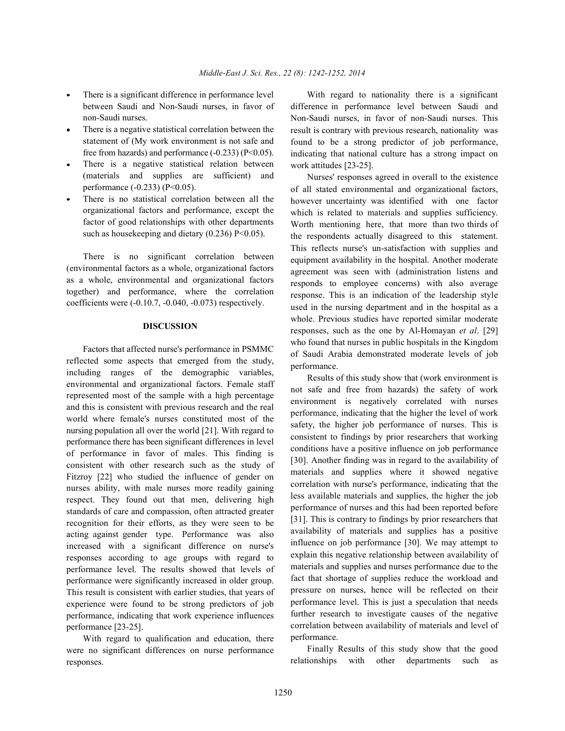- There is a significant difference in performance level between Saudi and Non-Saudi nurses, in favor of non-Saudi nurses.
- There is a negative statistical correlation between the statement of (My work environment is not safe and free from hazards) and performance (-0.233) ($P<0.05$).
- There is a negative statistical relation between (materials and supplies are sufficient) and performance (-0.233) ($P<0.05$).
- There is no statistical correlation between all the organizational factors and performance, except the factor of good relationships with other departments such as housekeeping and dietary (0.236) $P<0.05$).

There is no significant correlation between (environmental factors as a whole, organizational factors as a whole, environmental and organizational factors together) and performance, where the correlation coefficients were (-0.10.7, -0.040, -0.073) respectively.

## DISCUSSION

Factors that affected nurse's performance in PSMMC reflected some aspects that emerged from the study, including ranges of the demographic variables, environmental and organizational factors. Female staff represented most of the sample with a high percentage and this is consistent with previous research and the real world where female's nurses constituted most of the nursing population all over the world [21]. With regard to performance there has been significant differences in level of performance in favor of males. This finding is consistent with other research such as the study of Fitzroy [22] who studied the influence of gender on nurses ability, with male nurses more readily gaining respect. They found out that men, delivering high standards of care and compassion, often attracted greater recognition for their efforts, as they were seen to be acting against gender type. Performance was also increased with a significant difference on nurse's responses according to age groups with regard to performance level. The results showed that levels of performance were significantly increased in older group. This result is consistent with earlier studies, that years of experience were found to be strong predictors of job performance, indicating that work experience influences performance [23-25].

With regard to qualification and education, there were no significant differences on nurse performance responses.

With regard to nationality there is a significant difference in performance level between Saudi and Non-Saudi nurses, in favor of non-Saudi nurses. This result is contrary with previous research, nationality was found to be a strong predictor of job performance, indicating that national culture has a strong impact on work attitudes [23-25].

Nurses' responses agreed in overall to the existence of all stated environmental and organizational factors, however uncertainty was identified with one factor which is related to materials and supplies sufficiency. Worth mentioning here, that more than two thirds of the respondents actually disagreed to this statement. This reflects nurse's un-satisfaction with supplies and equipment availability in the hospital. Another moderate agreement was seen with (administration listens and responds to employee concerns) with also average response. This is an indication of the leadership style used in the nursing department and in the hospital as a whole. Previous studies have reported similar moderate responses, such as the one by Al-Homayan *et al*. [29] who found that nurses in public hospitals in the Kingdom of Saudi Arabia demonstrated moderate levels of job performance.

Results of this study show that (work environment is not safe and free from hazards) the safety of work environment is negatively correlated with nurses performance, indicating that the higher the level of work safety, the higher job performance of nurses. This is consistent to findings by prior researchers that working conditions have a positive influence on job performance [30]. Another finding was in regard to the availability of materials and supplies where it showed negative correlation with nurse's performance, indicating that the less available materials and supplies, the higher the job performance of nurses and this had been reported before [31]. This is contrary to findings by prior researchers that availability of materials and supplies has a positive influence on job performance [30]. We may attempt to explain this negative relationship between availability of materials and supplies and nurses performance due to the fact that shortage of supplies reduce the workload and pressure on nurses, hence will be reflected on their performance level. This is just a speculation that needs further research to investigate causes of the negative correlation between availability of materials and level of performance.

Finally Results of this study show that the good relationships with other departments such as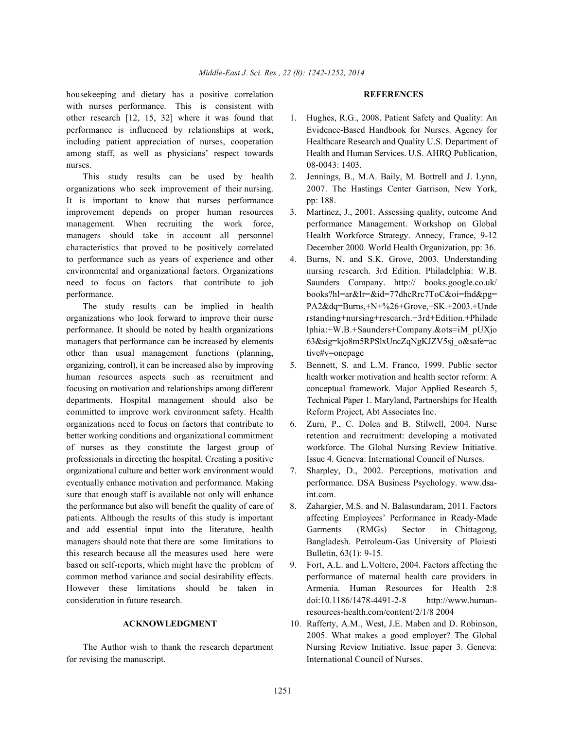housekeeping and dietary has a positive correlation with nurses performance. This is consistent with other research [12, 15, 32] where it was found that performance is influenced by relationships at work, including patient appreciation of nurses, cooperation among staff, as well as physicians' respect towards nurses.

This study results can be used by health organizations who seek improvement of their nursing. It is important to know that nurses performance improvement depends on proper human resources management. When recruiting the work force, managers should take in account all personnel characteristics that proved to be positively correlated to performance such as years of experience and other environmental and organizational factors. Organizations need to focus on factors that contribute to job performance.

The study results can be implied in health organizations who look forward to improve their nurse performance. It should be noted by health organizations managers that performance can be increased by elements other than usual management functions (planning, organizing, control), it can be increased also by improving human resources aspects such as recruitment and focusing on motivation and relationships among different departments. Hospital management should also be committed to improve work environment safety. Health organizations need to focus on factors that contribute to better working conditions and organizational commitment of nurses as they constitute the largest group of professionals in directing the hospital. Creating a positive organizational culture and better work environment would eventually enhance motivation and performance. Making sure that enough staff is available not only will enhance the performance but also will benefit the quality of care of patients. Although the results of this study is important and add essential input into the literature, health managers should note that there are some limitations to this research because all the measures used here were based on self-reports, which might have the problem of common method variance and social desirability effects. However these limitations should be taken in consideration in future research.

## ACKNOWLEDGMENT

The Author wish to thank the research department for revising the manuscript.

## REFERENCES

1. Hughes, R.G., 2008. Patient Safety and Quality: An Evidence-Based Handbook for Nurses. Agency for Healthcare Research and Quality U.S. Department of Health and Human Services. U.S. AHRQ Publication, 08-0043: 1403.
2. Jennings, B., M.A. Baily, M. Bottrell and J. Lynn, 2007. The Hastings Center Garrison, New York, pp: 188.
3. Martinez, J., 2001. Assessing quality, outcome And performance Management. Workshop on Global Health Workforce Strategy. Annecy, France, 9-12 December 2000. World Health Organization, pp: 36.
4. Burns, N. and S.K. Grove, 2003. Understanding nursing research. 3rd Edition. Philadelphia: W.B. Saunders Company. http:// books.google.co.uk/books?hl=ar&lr=&id=77dhcRrc7ToC&oi=fnd&pg=PA2&dq=Burns,+N+%26+Grove,+SK.+2003.+Understanding+nursing+research.+3rd+Edition.+Philadelphia:+W.B.+Saunders+Company.&ots=iM_pUXjo63&sig=kjo8m5RPSlxUncZqNgKJZV5sj_o&safe=active#v=onepage
5. Bennett, S. and L.M. Franco, 1999. Public sector health worker motivation and health sector reform: A conceptual framework. Major Applied Research 5, Technical Paper 1. Maryland, Partnerships for Health Reform Project, Abt Associates Inc.
6. Zurn, P., C. Dolea and B. Stilwell, 2004. Nurse retention and recruitment: developing a motivated workforce. The Global Nursing Review Initiative. Issue 4. Geneva: International Council of Nurses.
7. Sharpley, D., 2002. Perceptions, motivation and performance. DSA Business Psychology. www.dsa-int.com.
8. Zahargier, M.S. and N. Balasundaram, 2011. Factors affecting Employees' Performance in Ready-Made Garments (RMGs) Sector in Chittagong, Bangladesh. Petroleum-Gas University of Ploiesti Bulletin, 63(1): 9-15.
9. Fort, A.L. and L.Voltero, 2004. Factors affecting the performance of maternal health care providers in Armenia. Human Resources for Health 2:8 doi:10.1186/1478-4491-2-8 http://www.human-resources-health.com/content/2/1/8 2004
10. Rafferty, A.M., West, J.E. Maben and D. Robinson, 2005. What makes a good employer? The Global Nursing Review Initiative. Issue paper 3. Geneva: International Council of Nurses.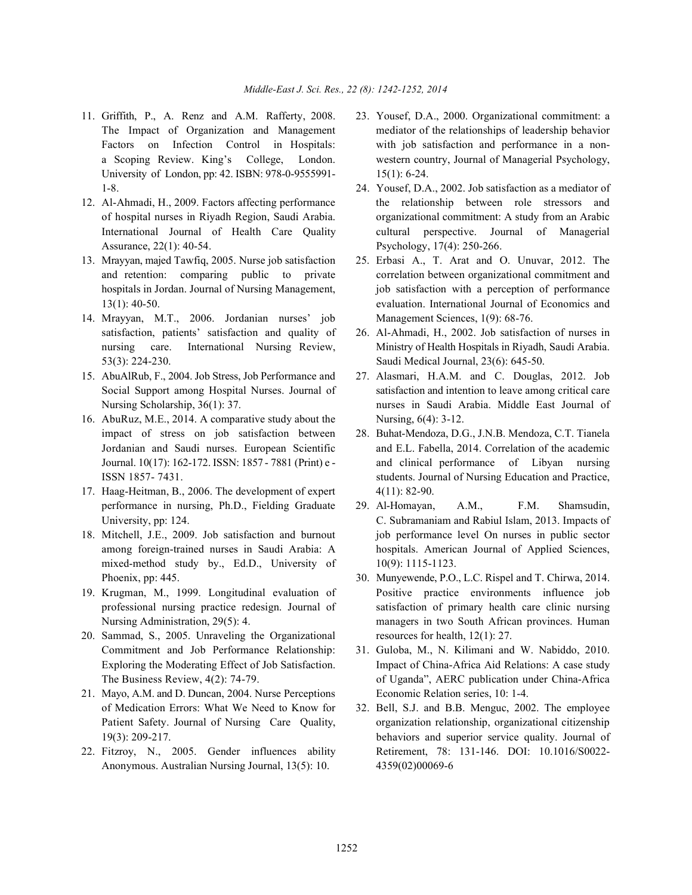11. Griffith, P., A. Renz and A.M. Rafferty, 2008. The Impact of Organization and Management Factors on Infection Control in Hospitals: a Scoping Review. King's College, London. University of London, pp: 42. ISBN: 978-0-9555991-1-8.
12. Al-Ahmadi, H., 2009. Factors affecting performance of hospital nurses in Riyadh Region, Saudi Arabia. International Journal of Health Care Quality Assurance, 22(1): 40-54.
13. Mrayyan, majed Tawfiq, 2005. Nurse job satisfaction and retention: comparing public to private hospitals in Jordan. Journal of Nursing Management, 13(1): 40-50.
14. Mrayyan, M.T., 2006. Jordanian nurses' job satisfaction, patients' satisfaction and quality of nursing care. International Nursing Review, 53(3): 224-230.
15. AbuAlRub, F., 2004. Job Stress, Job Performance and Social Support among Hospital Nurses. Journal of Nursing Scholarship, 36(1): 37.
16. AbuRuz, M.E., 2014. A comparative study about the impact of stress on job satisfaction between Jordanian and Saudi nurses. European Scientific Journal. 10(17): 162-172. ISSN: 1857 - 7881 (Print) e - ISSN 1857- 7431.
17. Haag-Heitman, B., 2006. The development of expert performance in nursing, Ph.D., Fielding Graduate University, pp: 124.
18. Mitchell, J.E., 2009. Job satisfaction and burnout among foreign-trained nurses in Saudi Arabia: A mixed-method study by., Ed.D., University of Phoenix, pp: 445.
19. Krugman, M., 1999. Longitudinal evaluation of professional nursing practice redesign. Journal of Nursing Administration, 29(5): 4.
20. Sammad, S., 2005. Unraveling the Organizational Commitment and Job Performance Relationship: Exploring the Moderating Effect of Job Satisfaction. The Business Review, 4(2): 74-79.
21. Mayo, A.M. and D. Duncan, 2004. Nurse Perceptions of Medication Errors: What We Need to Know for Patient Safety. Journal of Nursing Care Quality, 19(3): 209-217.
22. Fitzroy, N., 2005. Gender influences ability Anonymous. Australian Nursing Journal, 13(5): 10.
23. Yousef, D.A., 2000. Organizational commitment: a mediator of the relationships of leadership behavior with job satisfaction and performance in a non-western country, Journal of Managerial Psychology, 15(1): 6-24.
24. Yousef, D.A., 2002. Job satisfaction as a mediator of the relationship between role stressors and organizational commitment: A study from an Arabic cultural perspective. Journal of Managerial Psychology, 17(4): 250-266.
25. Erbasi A., T. Arat and O. Unuvar, 2012. The correlation between organizational commitment and job satisfaction with a perception of performance evaluation. International Journal of Economics and Management Sciences, 1(9): 68-76.
26. Al-Ahmadi, H., 2002. Job satisfaction of nurses in Ministry of Health Hospitals in Riyadh, Saudi Arabia. Saudi Medical Journal, 23(6): 645-50.
27. Alasmari, H.A.M. and C. Douglas, 2012. Job satisfaction and intention to leave among critical care nurses in Saudi Arabia. Middle East Journal of Nursing, 6(4): 3-12.
28. Buhat-Mendoza, D.G., J.N.B. Mendoza, C.T. Tianela and E.L. Fabella, 2014. Correlation of the academic and clinical performance of Libyan nursing students. Journal of Nursing Education and Practice, 4(11): 82-90.
29. Al-Homayan, A.M., F.M. Shamsudin, C. Subramaniam and Rabiul Islam, 2013. Impacts of job performance level On nurses in public sector hospitals. American Journal of Applied Sciences, 10(9): 1115-1123.
30. Munyewende, P.O., L.C. Rispel and T. Chirwa, 2014. Positive practice environments influence job satisfaction of primary health care clinic nursing managers in two South African provinces. Human resources for health, 12(1): 27.
31. Guloba, M., N. Kilimani and W. Nabiddo, 2010. Impact of China-Africa Aid Relations: A case study of Uganda", AERC publication under China-Africa Economic Relation series, 10: 1-4.
32. Bell, S.J. and B.B. Menguc, 2002. The employee organization relationship, organizational citizenship behaviors and superior service quality. Journal of Retirement, 78: 131-146. DOI: 10.1016/S0022-4359(02)00069-6